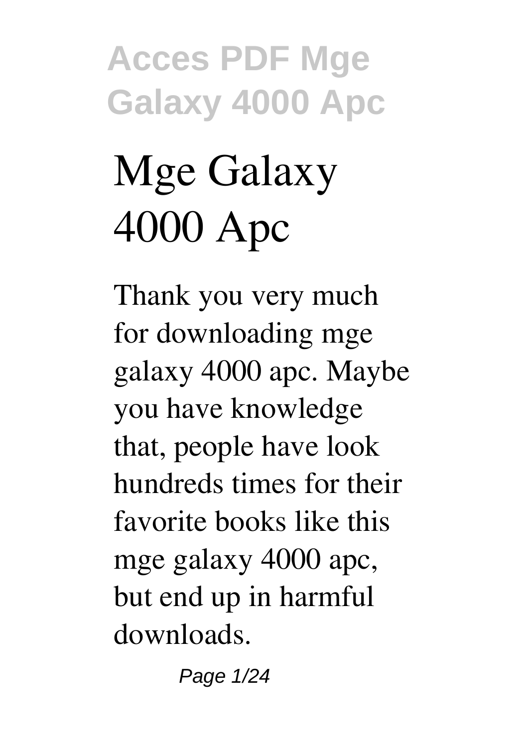# Mge Galaxy 4000 Apc

Thank you very much for downloading mge galaxy 4000 apc. Maybe you have knowledge that, people have look hundreds times for their favorite books like this mge galaxy 4000 apc, but end up in harmful downloads.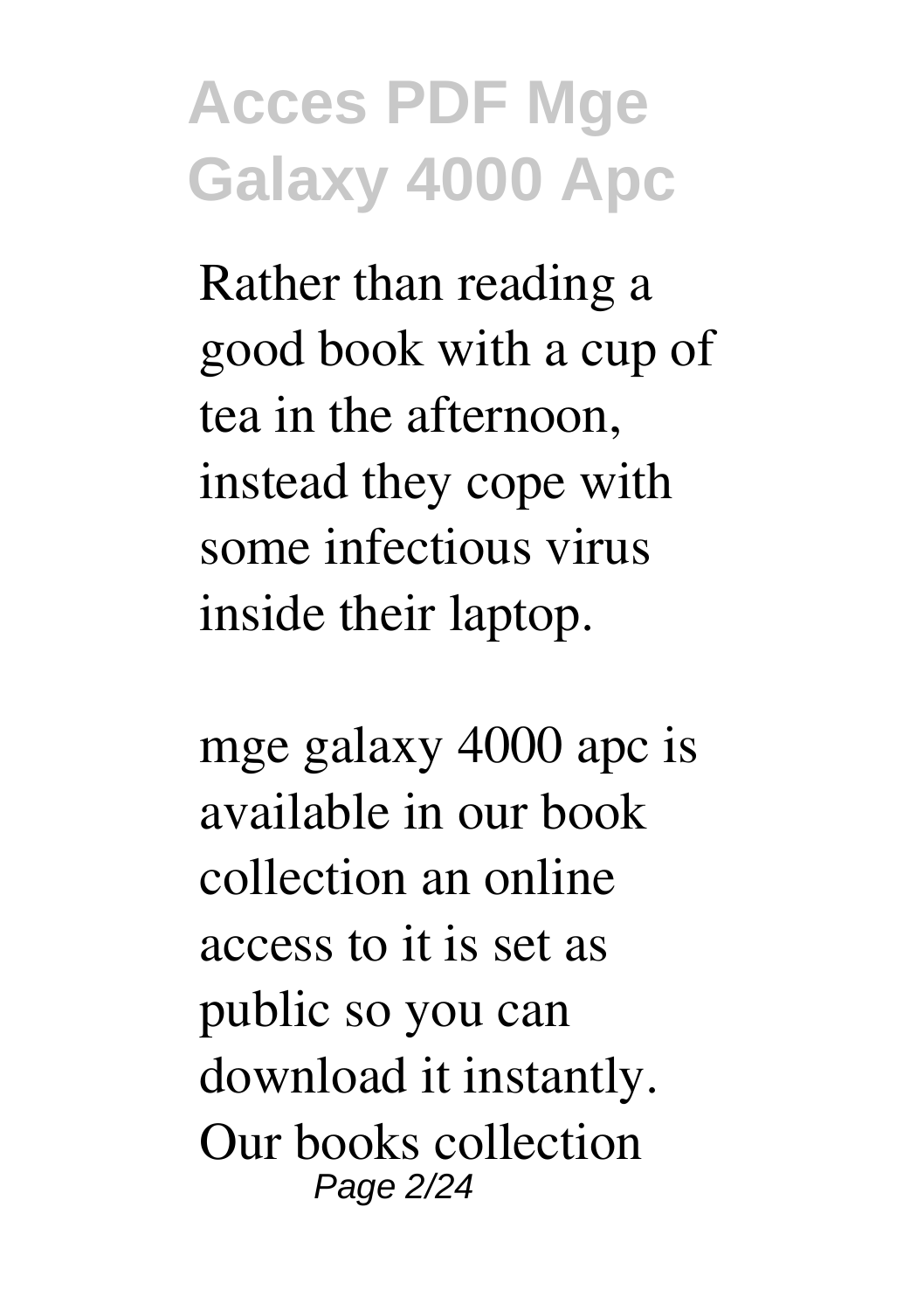Rather than reading a good book with a cup of tea in the afternoon, instead they cope with some infectious virus inside their laptop.

mge galaxy 4000 apc is available in our book collection an online access to it is set as public so you can download it instantly. Our books collection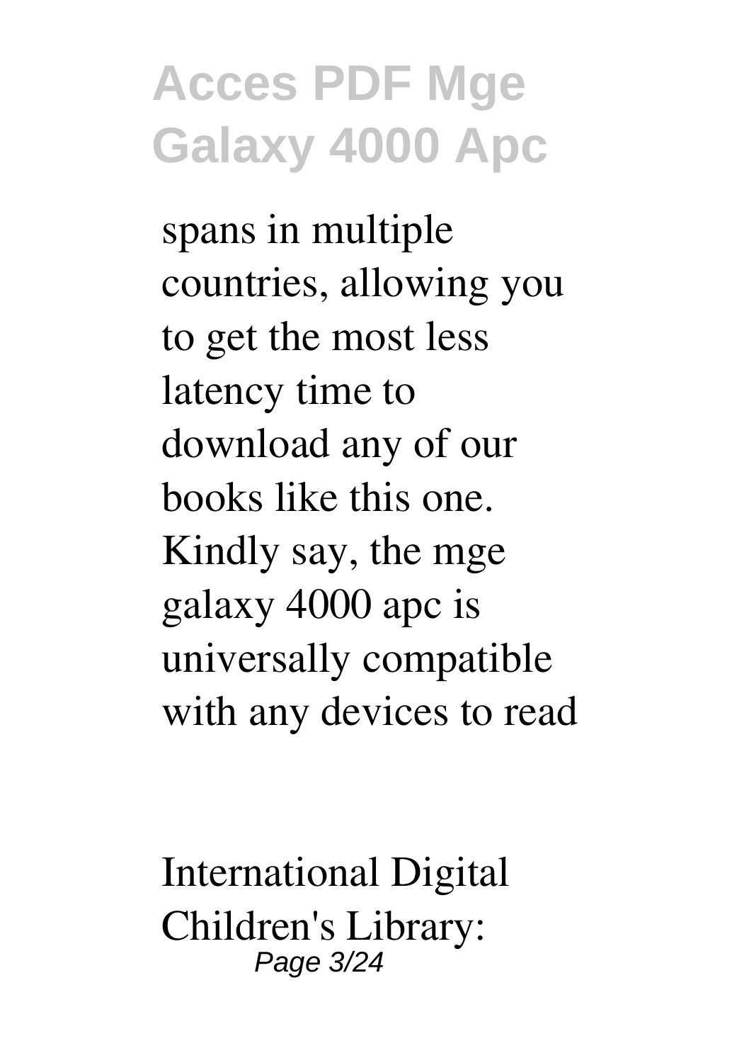spans in multiple countries, allowing you to get the most less latency time to download any of our books like this one. Kindly say, the mge galaxy 4000 apc is universally compatible with any devices to read

International Digital Children's Library: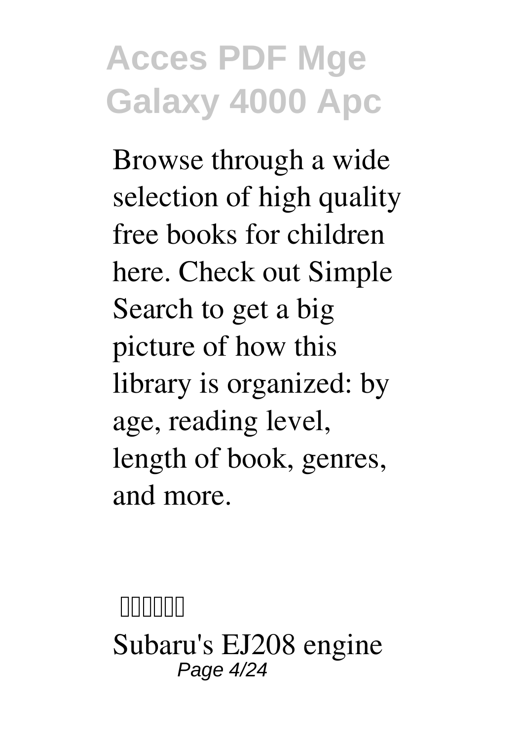Browse through a wide selection of high quality free books for children here. Check out Simple Search to get a big picture of how this library is organized: by age, reading level, length of book, genres, and more.

**□□□□□□**

Subaru's EJ208 engine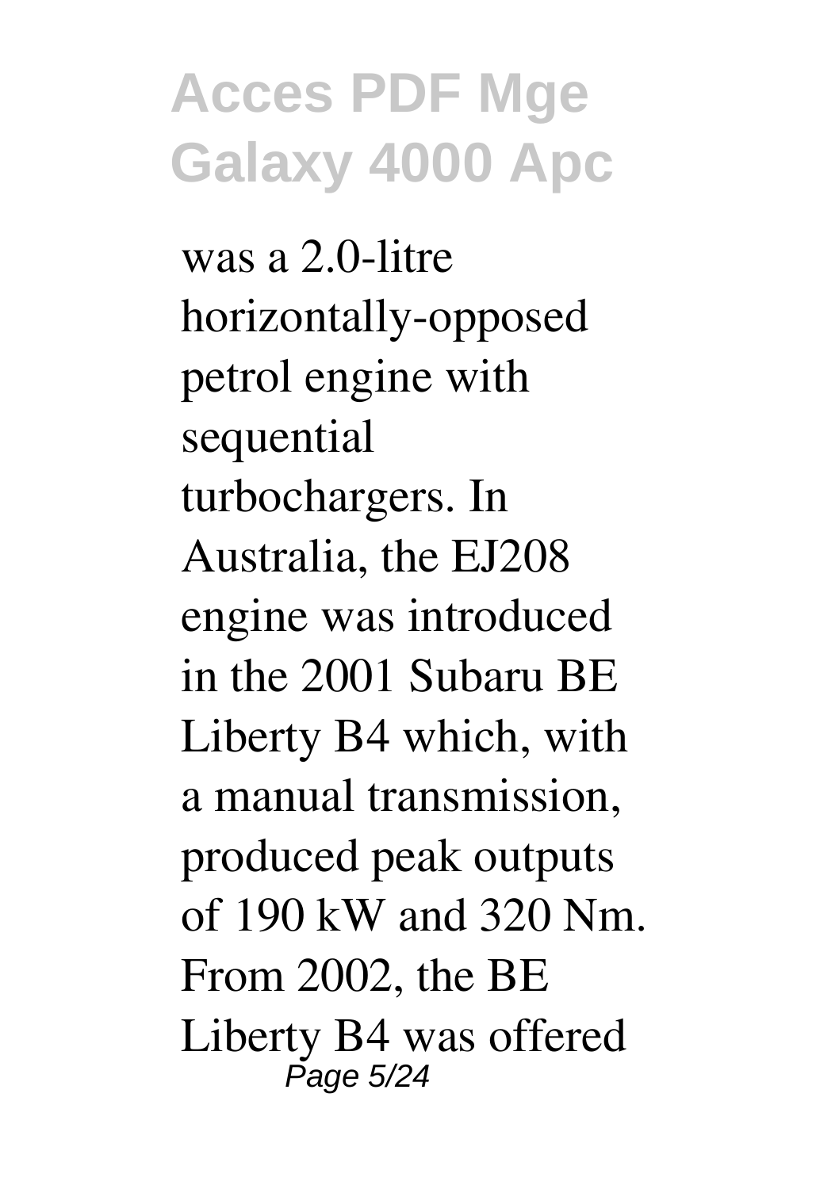was a 2.0-litre horizontally-opposed petrol engine with sequential turbochargers. In Australia, the EJ208 engine was introduced in the 2001 Subaru BE Liberty B4 which, with a manual transmission, produced peak outputs of 190 kW and 320 Nm. From 2002, the BE Liberty B4 was offered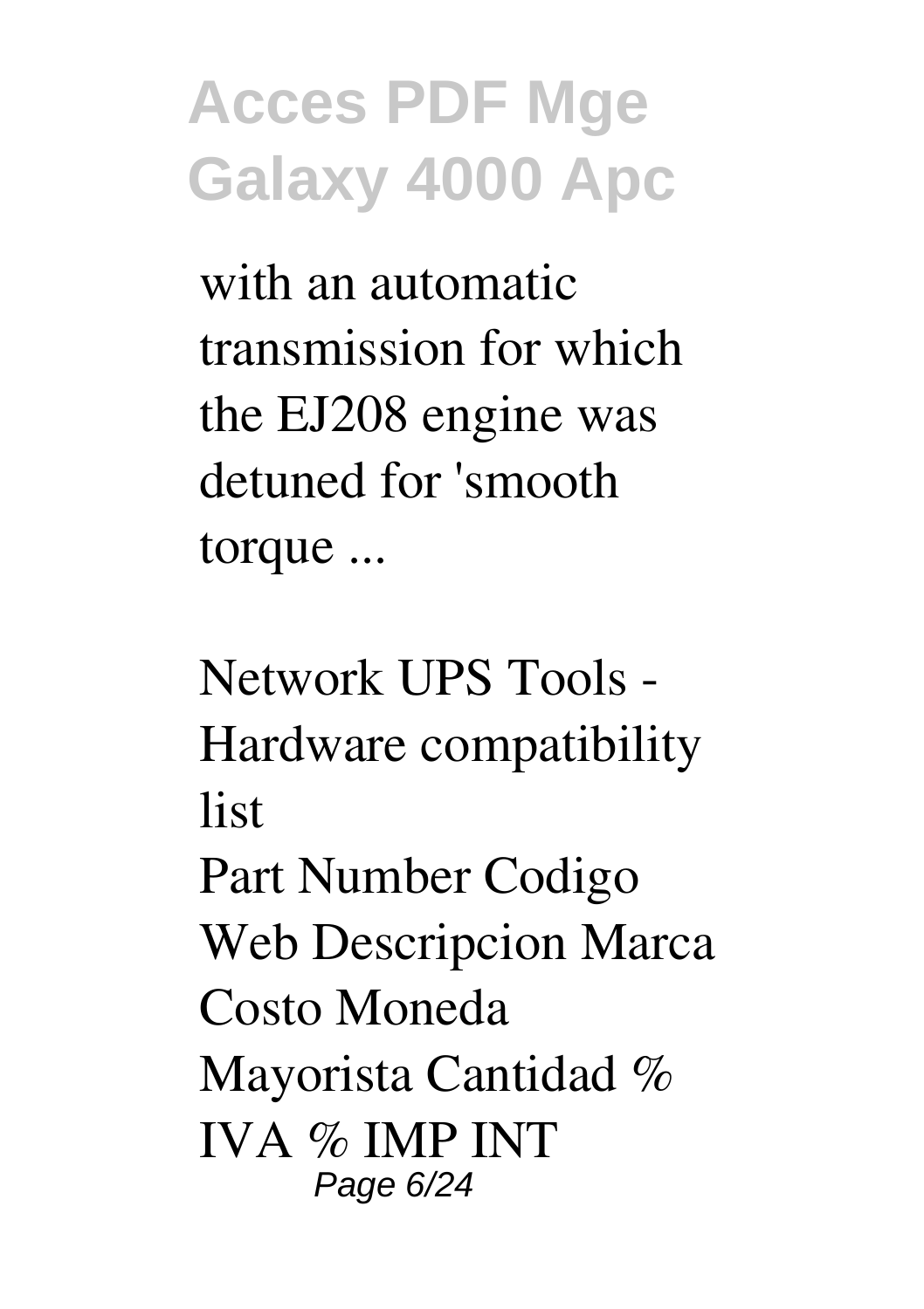with an automatic transmission for which the EJ208 engine was detuned for 'smooth torque ...

## Network UPS Tools - Hardware compatibility list

Part Number Codigo Web Descripcion Marca Costo Moneda Mayorista Cantidad % IVA % IMP INT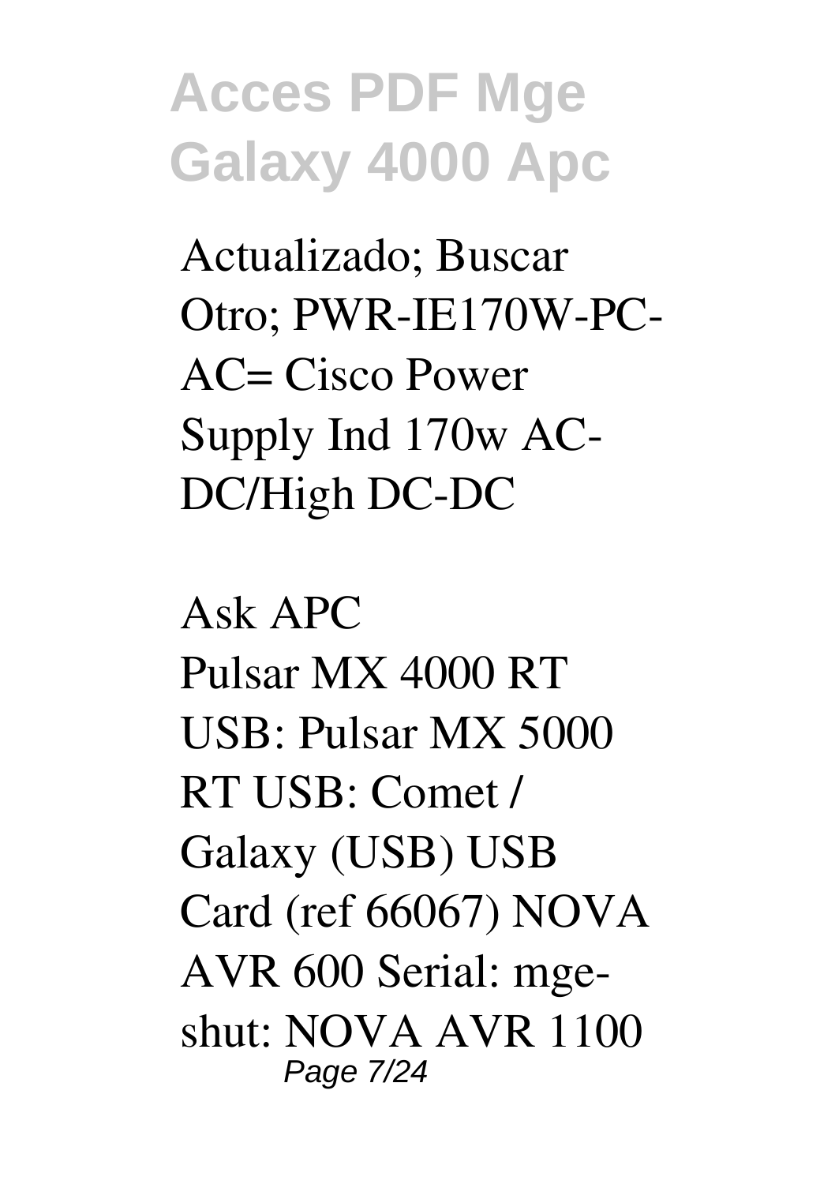Actualizado; Buscar Otro; PWR-IE170W-PC-AC= Cisco Power Supply Ind 170w AC-DC/High DC-DC

*Ask APC*

Pulsar MX 4000 RT USB: Pulsar MX 5000 RT USB: Comet / Galaxy (USB) USB Card (ref 66067) NOVA AVR 600 Serial: mge-shut: NOVA AVR 1100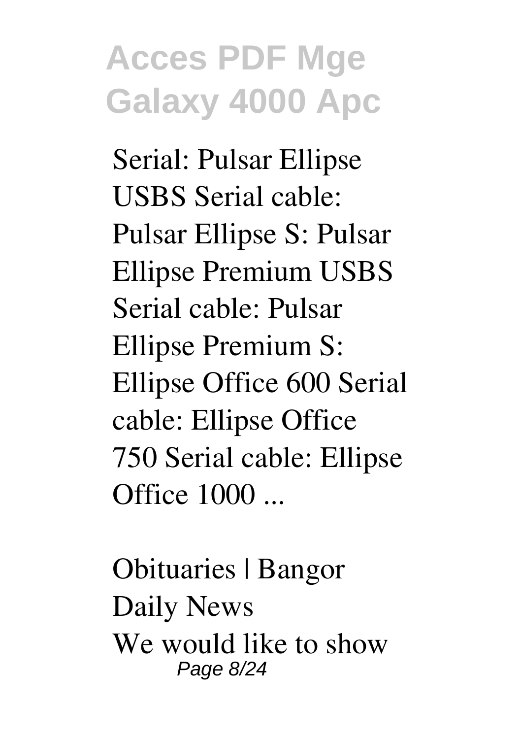Serial: Pulsar Ellipse USBS Serial cable: Pulsar Ellipse S: Pulsar Ellipse Premium USBS Serial cable: Pulsar Ellipse Premium S: Ellipse Office 600 Serial cable: Ellipse Office 750 Serial cable: Ellipse Office 1000 ...

**Obituaries | Bangor Daily News**

We would like to show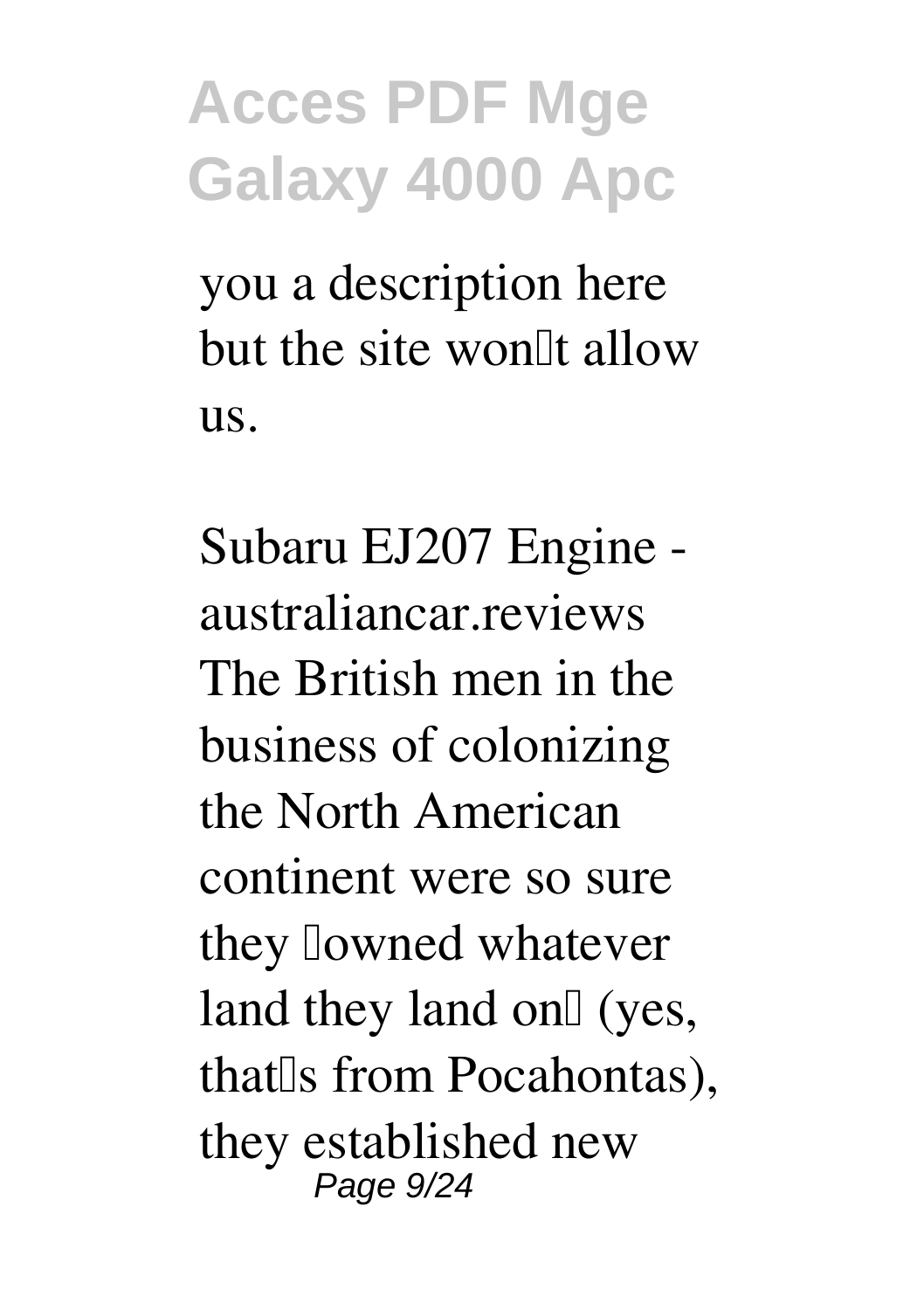you a description here but the site won't allow us.

**Subaru EJ207 Engine - australiancar.reviews**

The British men in the business of colonizing the North American continent were so sure they "owned whatever land they land on" (yes, that's from Pocahontas), they established new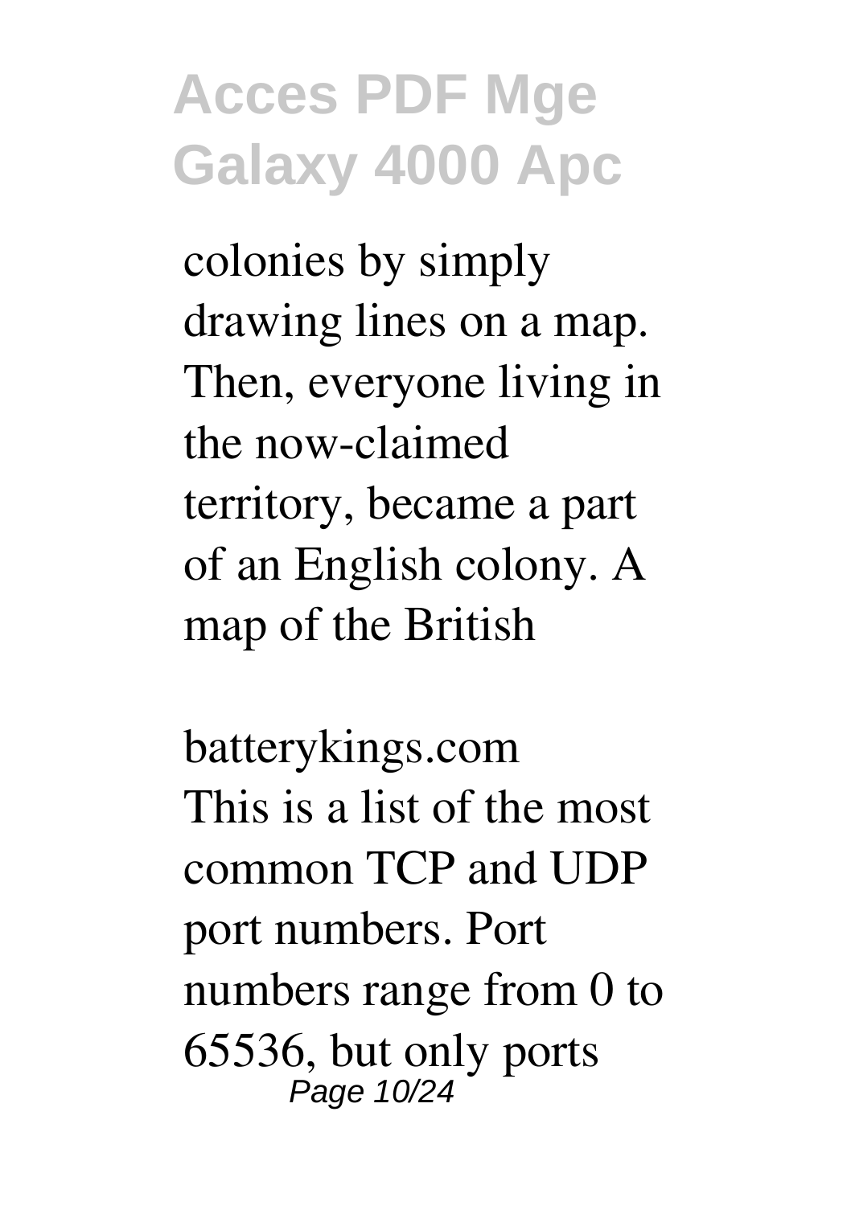colonies by simply drawing lines on a map. Then, everyone living in the now-claimed territory, became a part of an English colony. A map of the British

*batterykings.com*

This is a list of the most common TCP and UDP port numbers. Port numbers range from 0 to 65536, but only ports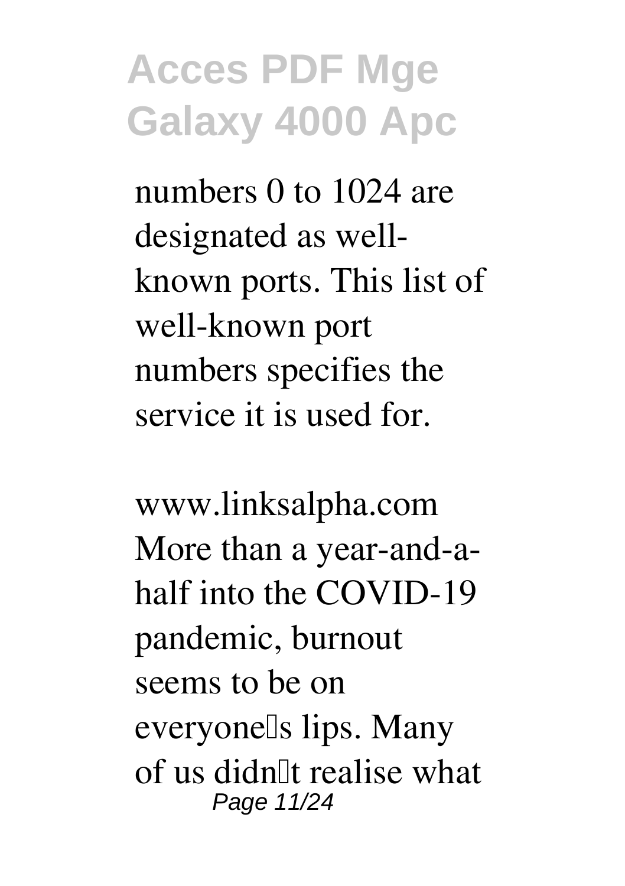numbers 0 to 1024 are designated as well-known ports. This list of well-known port numbers specifies the service it is used for.

*www.linksalpha.com*

More than a year-and-a-half into the COVID-19 pandemic, burnout seems to be on everyone's lips. Many of us didn't realise what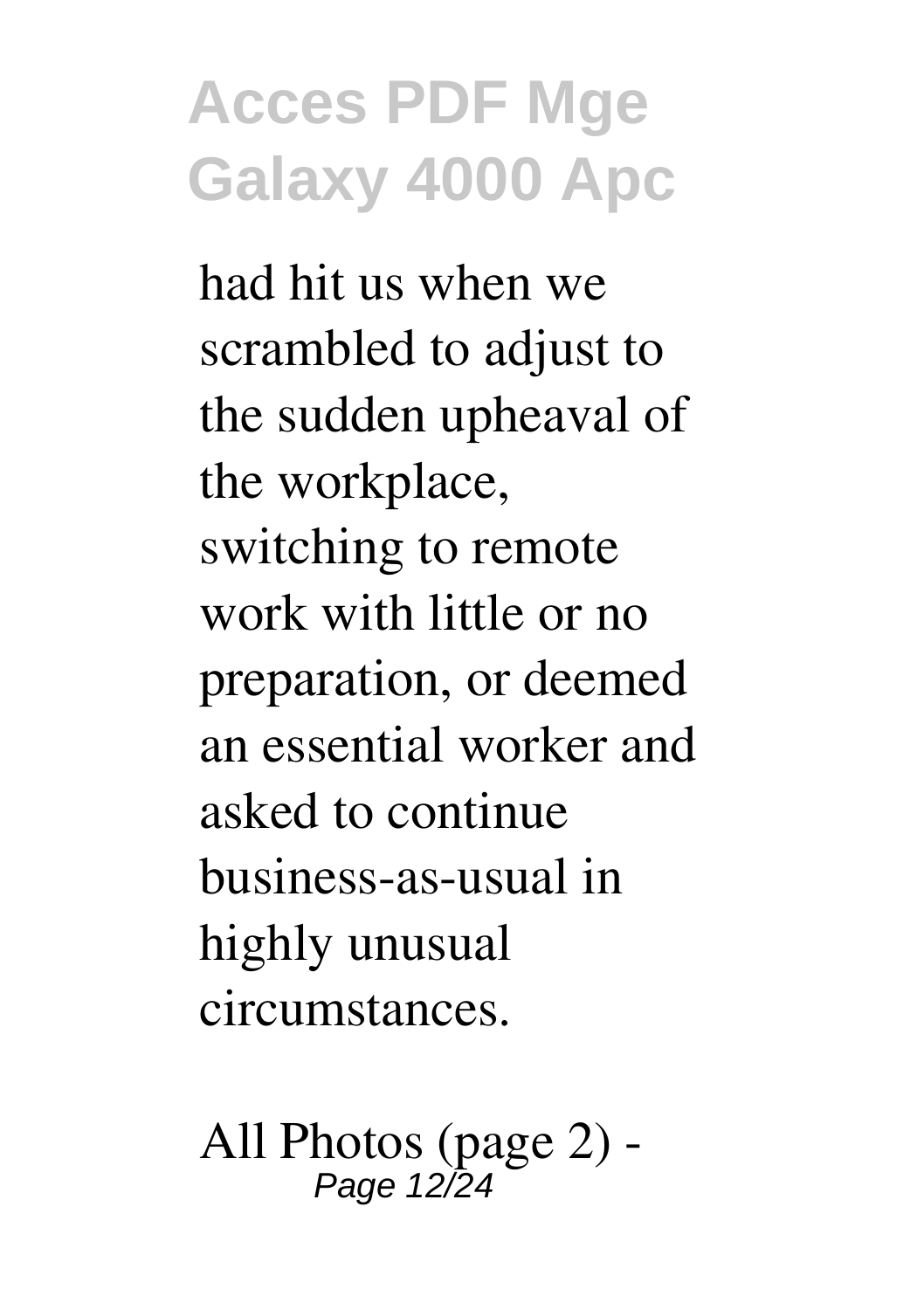had hit us when we scrambled to adjust to the sudden upheaval of the workplace, switching to remote work with little or no preparation, or deemed an essential worker and asked to continue business-as-usual in highly unusual circumstances.

All Photos (page 2) -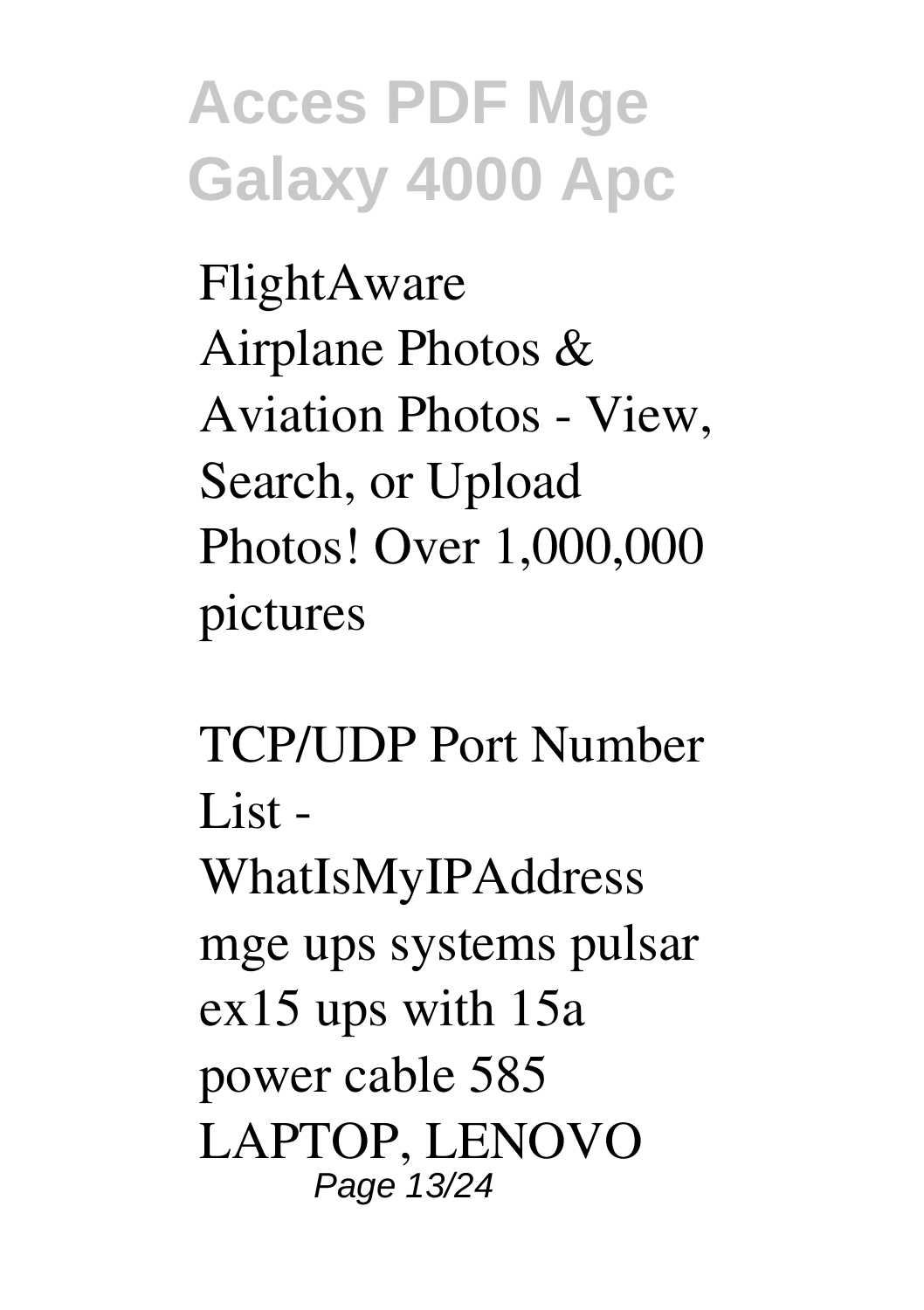FlightAware

Airplane Photos & Aviation Photos - View, Search, or Upload Photos! Over 1,000,000 pictures

TCP/UDP Port Number List - WhatIsMyIPAddress

mge ups systems pulsar ex15 ups with 15a power cable 585 LAPTOP, LENOVO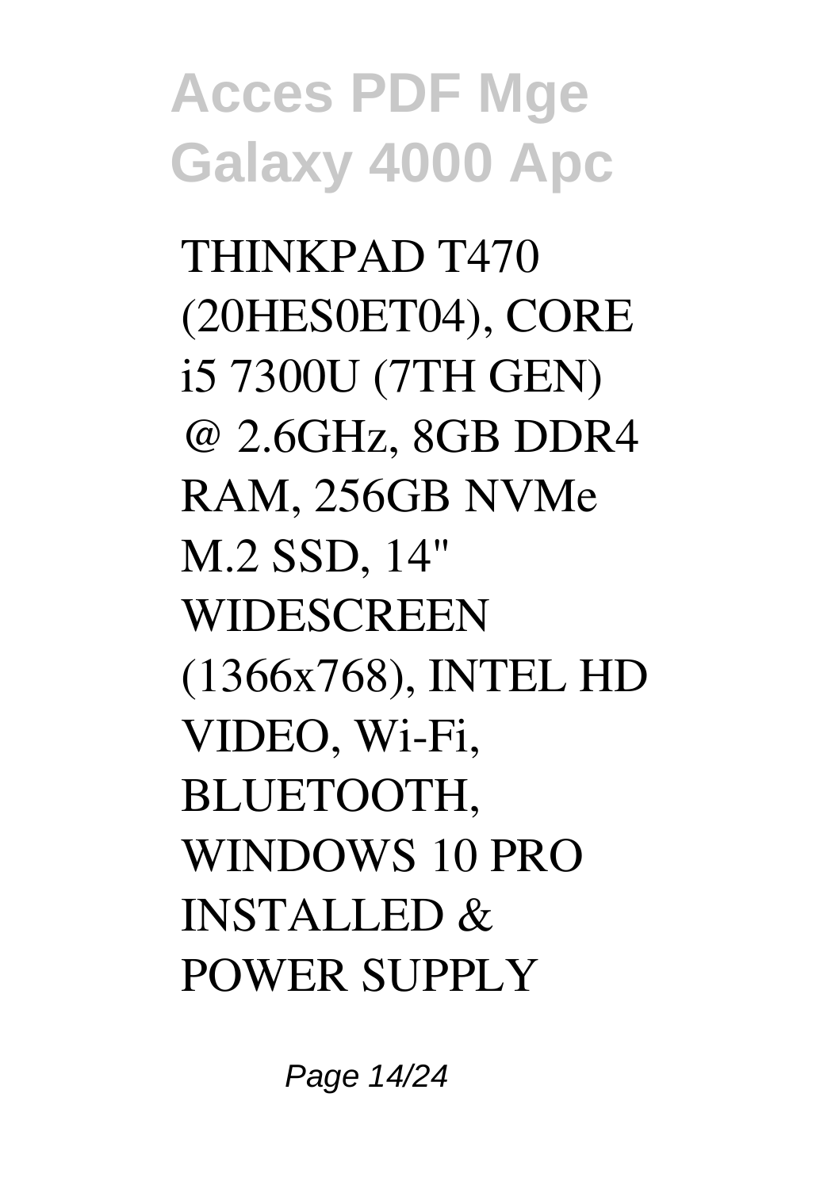THINKPAD T470 (20HES0ET04), CORE i5 7300U (7TH GEN) @ 2.6GHz, 8GB DDR4 RAM, 256GB NVMe M.2 SSD, 14" WIDESCREEN (1366x768), INTEL HD VIDEO, Wi-Fi, BLUETOOTH, WINDOWS 10 PRO INSTALLED & POWER SUPPLY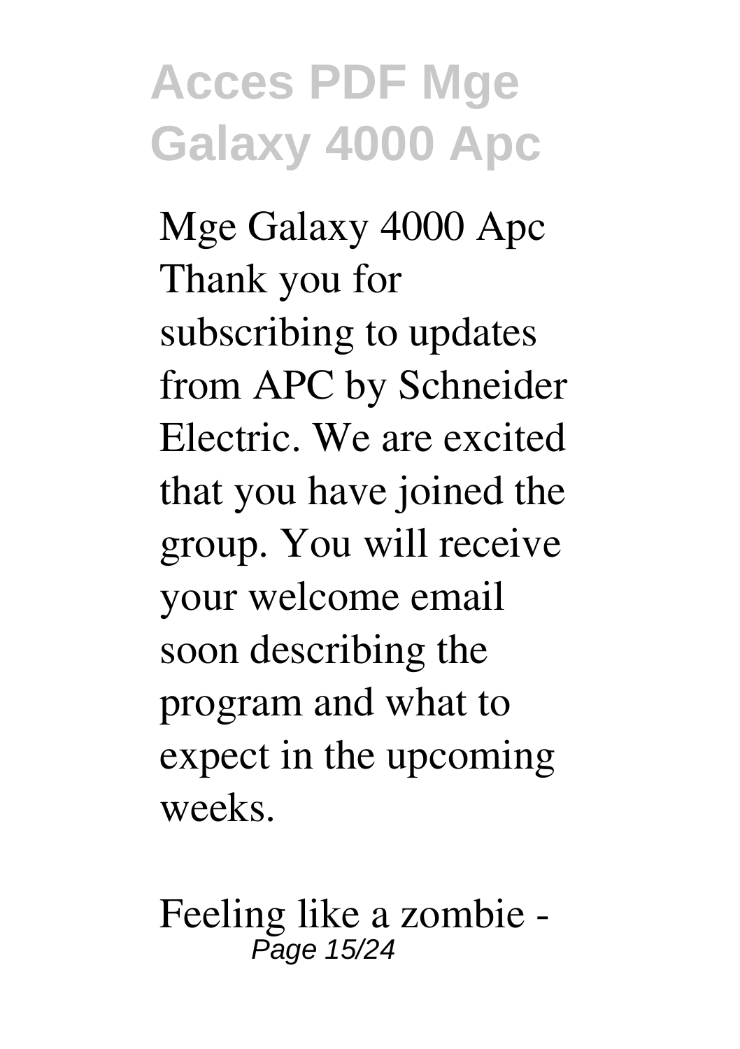Mge Galaxy 4000 Apc
Thank you for subscribing to updates from APC by Schneider Electric. We are excited that you have joined the group. You will receive your welcome email soon describing the program and what to expect in the upcoming weeks.

Feeling like a zombie -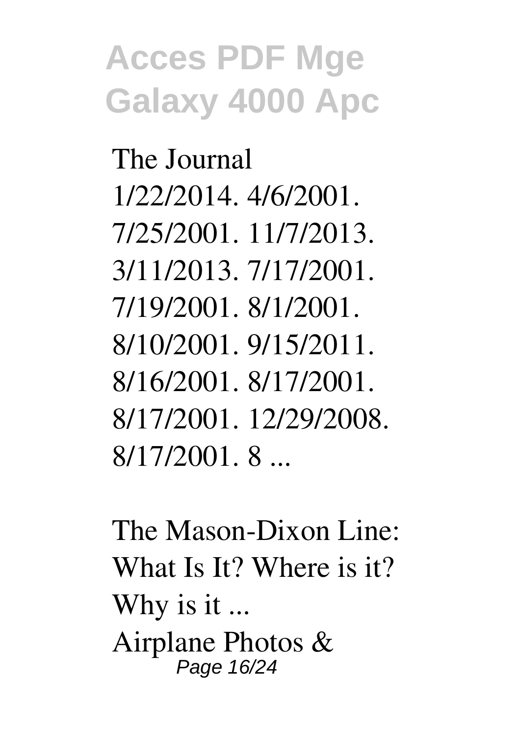The Journal
1/22/2014. 4/6/2001. 7/25/2001. 11/7/2013. 3/11/2013. 7/17/2001. 7/19/2001. 8/1/2001. 8/10/2001. 9/15/2011. 8/16/2001. 8/17/2001. 8/17/2001. 12/29/2008. 8/17/2001. 8 ...

The Mason-Dixon Line: What Is It? Where is it? Why is it ...

Airplane Photos &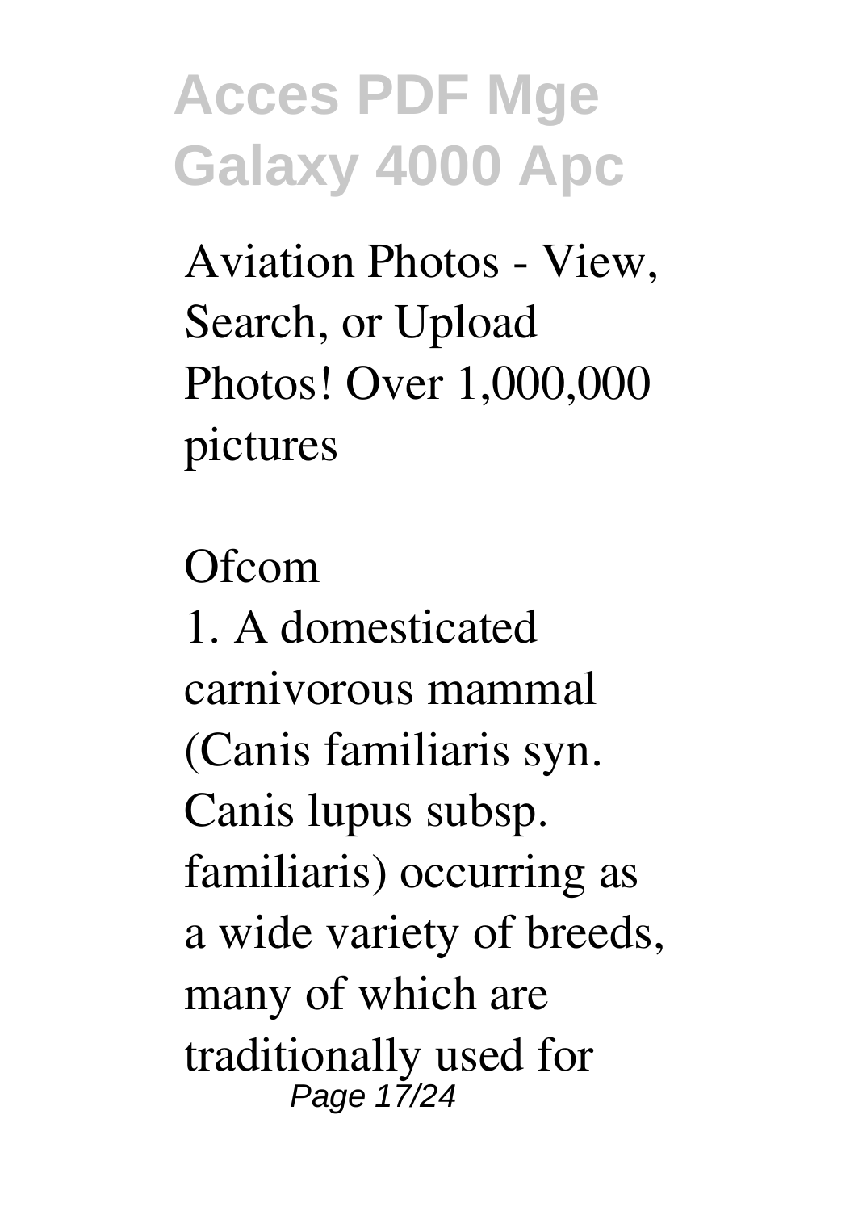Aviation Photos - View, Search, or Upload Photos! Over 1,000,000 pictures

Ofcom

1. A domesticated carnivorous mammal (Canis familiaris syn. Canis lupus subsp. familiaris) occurring as a wide variety of breeds, many of which are traditionally used for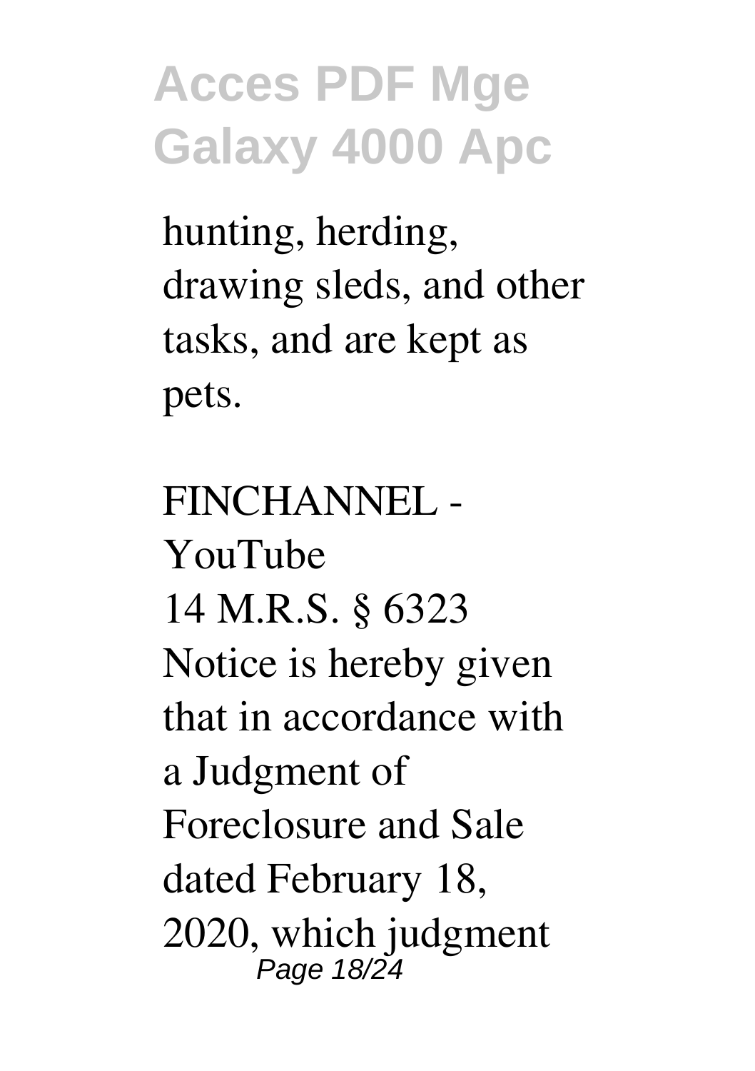hunting, herding, drawing sleds, and other tasks, and are kept as pets.

*FINCHANNEL - YouTube*

14 M.R.S. § 6323 Notice is hereby given that in accordance with a Judgment of Foreclosure and Sale dated February 18, 2020, which judgment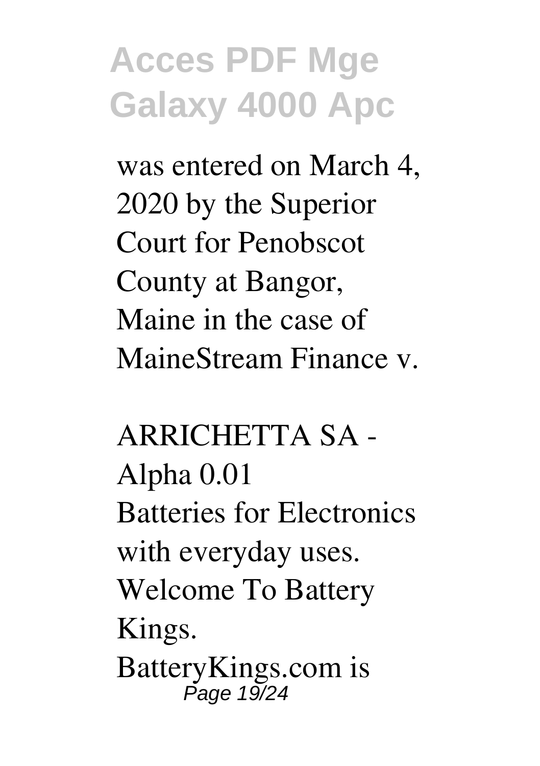was entered on March 4, 2020 by the Superior Court for Penobscot County at Bangor, Maine in the case of MaineStream Finance v.

*ARRICHETTA SA - Alpha 0.01*

Batteries for Electronics with everyday uses. Welcome To Battery Kings. BatteryKings.com is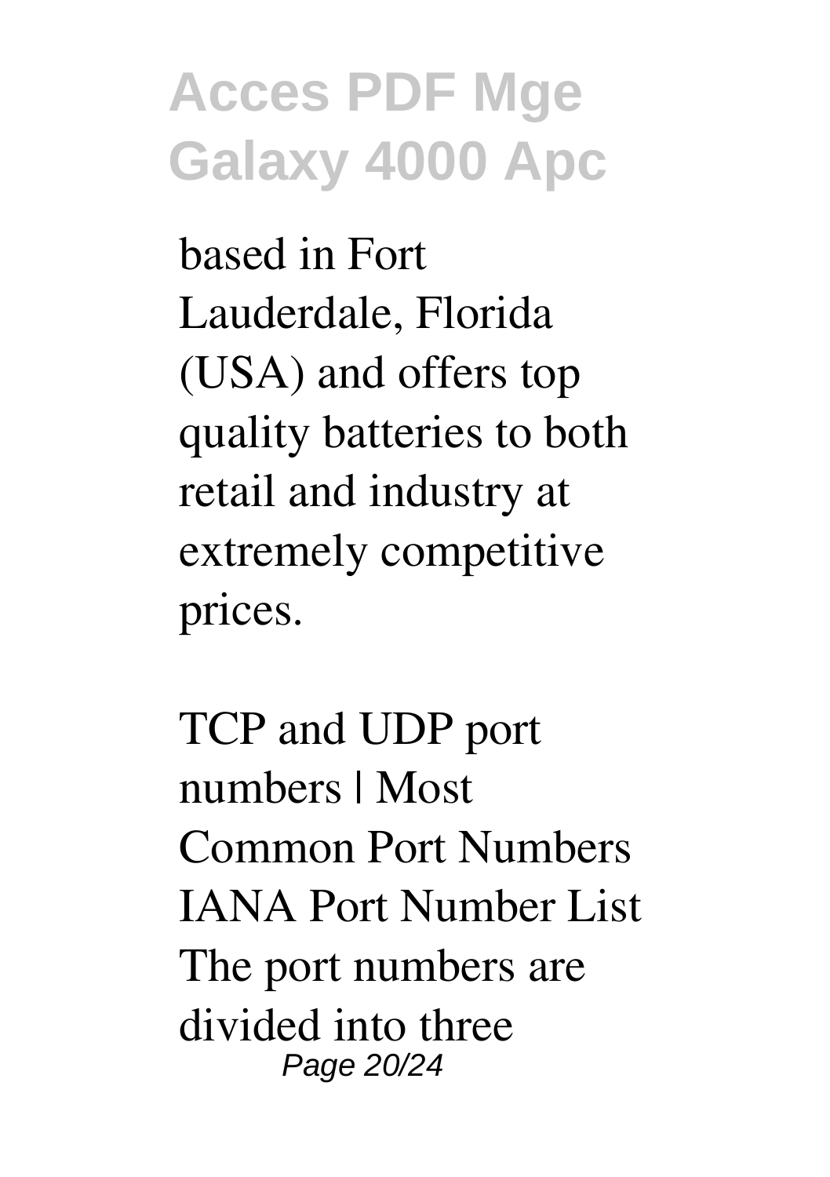based in Fort Lauderdale, Florida (USA) and offers top quality batteries to both retail and industry at extremely competitive prices.

TCP and UDP port numbers | Most Common Port Numbers IANA Port Number List The port numbers are divided into three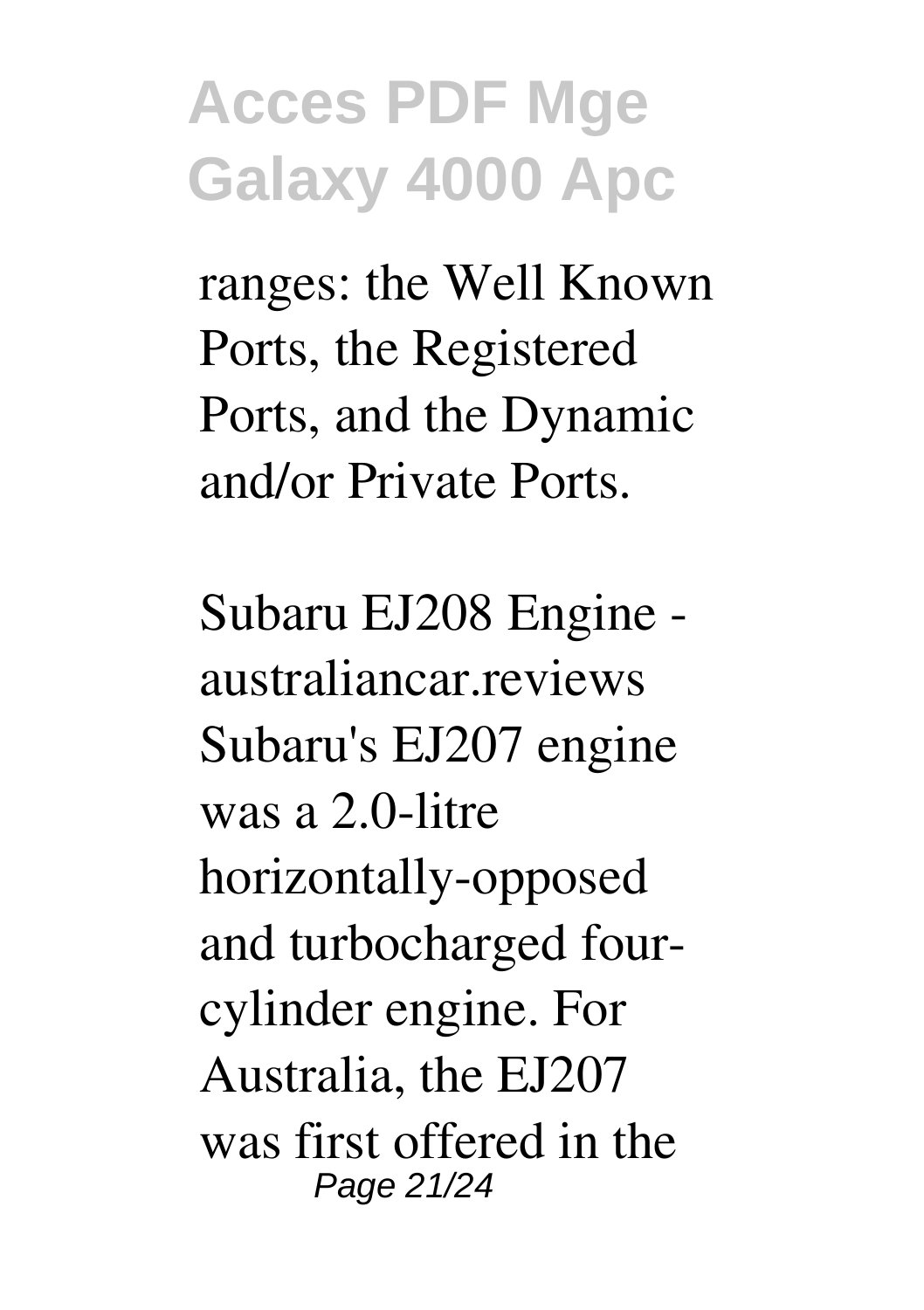ranges: the Well Known Ports, the Registered Ports, and the Dynamic and/or Private Ports.

Subaru EJ208 Engine - australiancar.reviews
Subaru's EJ207 engine was a 2.0-litre horizontally-opposed and turbocharged four-cylinder engine. For Australia, the EJ207 was first offered in the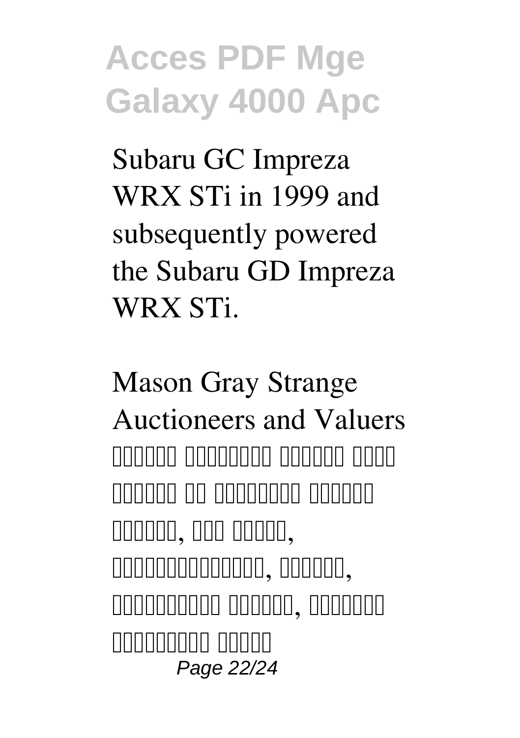Subaru GC Impreza WRX STi in 1999 and subsequently powered the Subaru GD Impreza WRX STi.

Mason Gray Strange Auctioneers and Valuers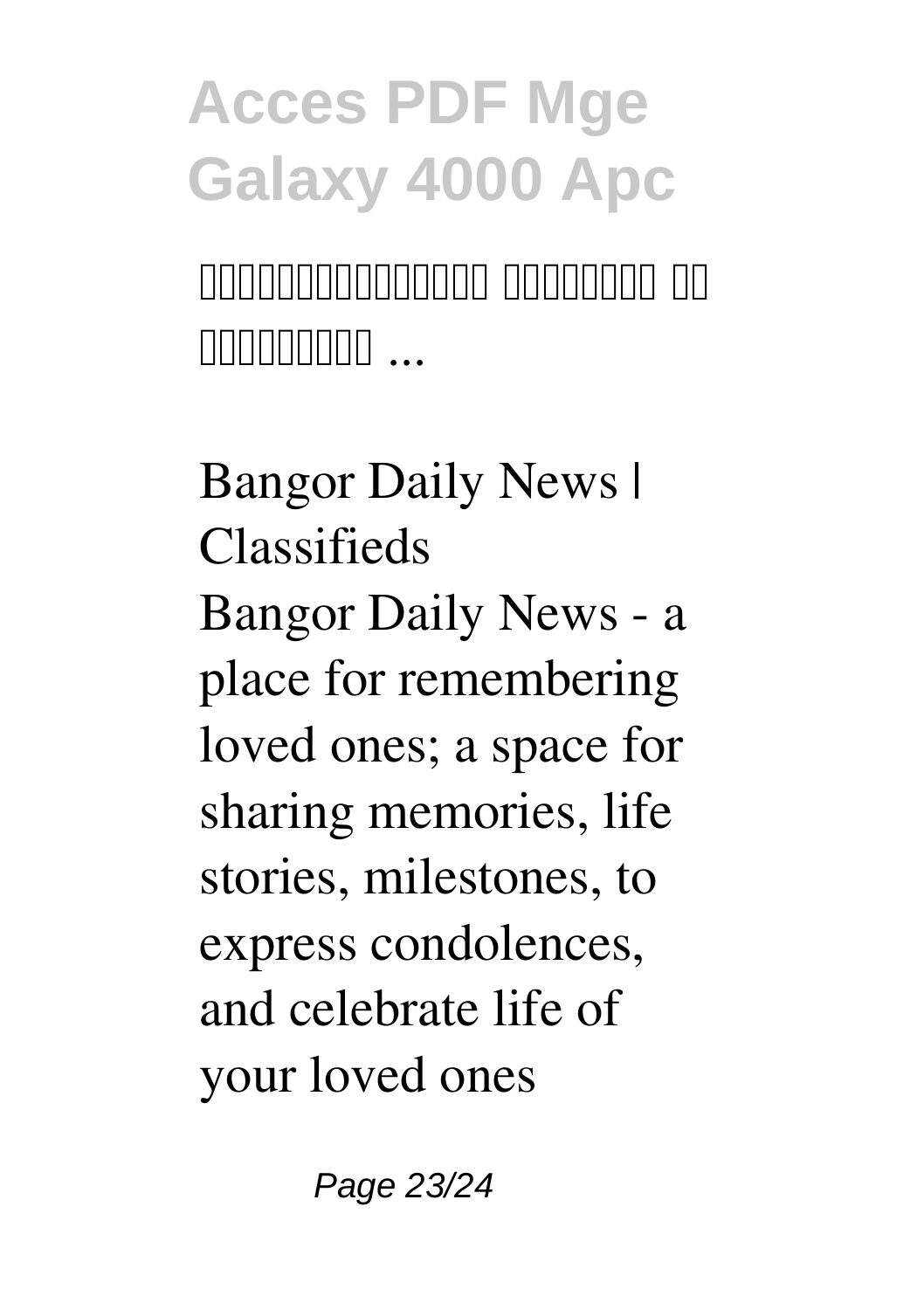*Bangor Daily News | Classifieds*

Bangor Daily News - a place for remembering loved ones; a space for sharing memories, life stories, milestones, to express condolences, and celebrate life of your loved ones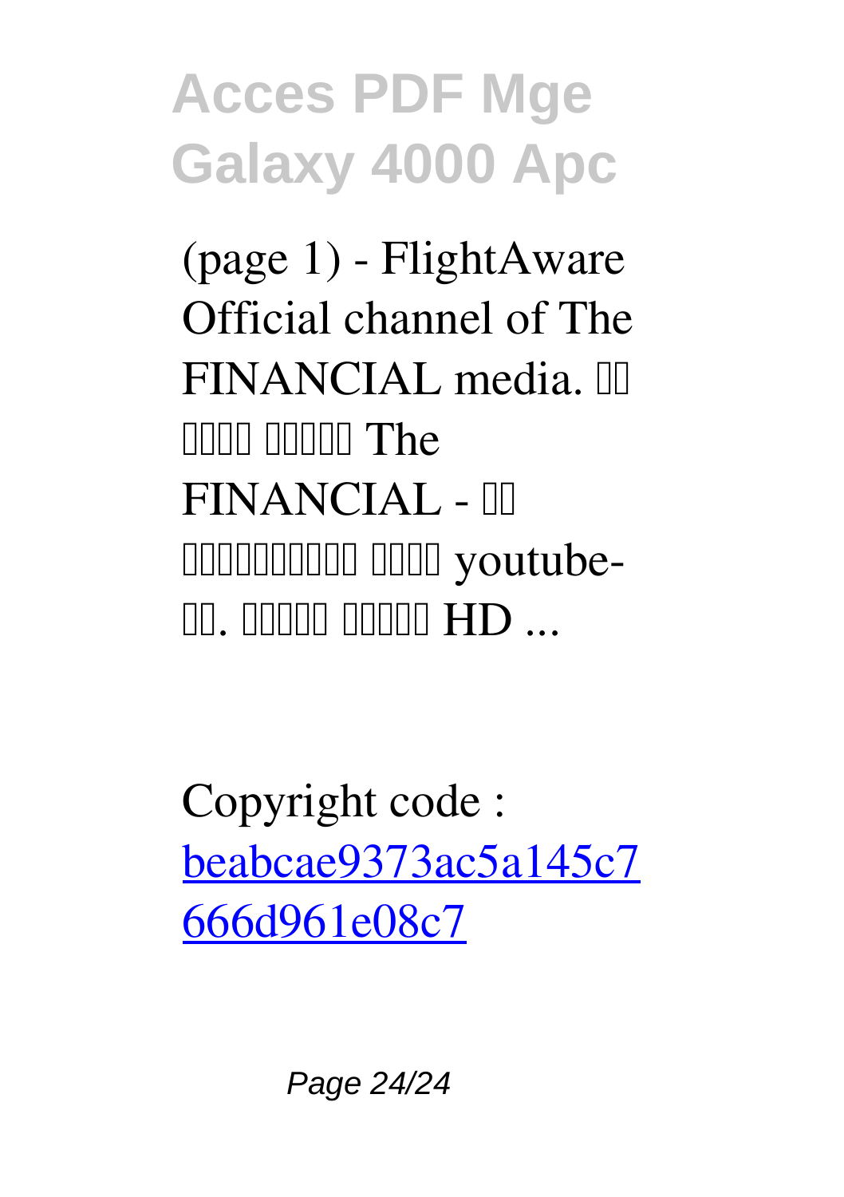(page 1) - FlightAware Official channel of The FINANCIAL media. □□ □□□□ □□□□□ The FINANCIAL - □□ □□□□□□□□□ □□□□ youtube-□□. □□□□□ □□□□□ HD ...

Copyright code : beabcae9373ac5a145c7666d961e08c7